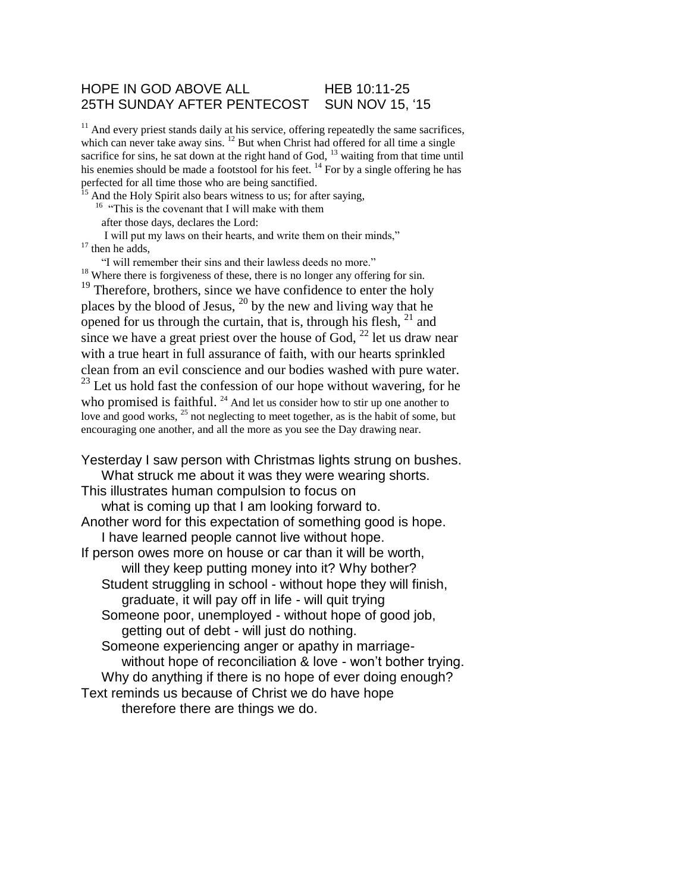HOPE IN GOD ABOVE ALL HEB 10:11-25
25TH SUNDAY AFTER PENTECOST SUN NOV 15, '15

[11] And every priest stands daily at his service, offering repeatedly the same sacrifices, which can never take away sins. [12] But when Christ had offered for all time a single sacrifice for sins, he sat down at the right hand of God, [13] waiting from that time until his enemies should be made a footstool for his feet. [14] For by a single offering he has perfected for all time those who are being sanctified.
[15] And the Holy Spirit also bears witness to us; for after saying,
[16] "This is the covenant that I will make with them
after those days, declares the Lord:
I will put my laws on their hearts, and write them on their minds,"
[17] then he adds,
"I will remember their sins and their lawless deeds no more."
[18] Where there is forgiveness of these, there is no longer any offering for sin.
[19] Therefore, brothers, since we have confidence to enter the holy places by the blood of Jesus, [20] by the new and living way that he opened for us through the curtain, that is, through his flesh, [21] and since we have a great priest over the house of God, [22] let us draw near with a true heart in full assurance of faith, with our hearts sprinkled clean from an evil conscience and our bodies washed with pure water. [23] Let us hold fast the confession of our hope without wavering, for he who promised is faithful. [24] And let us consider how to stir up one another to love and good works, [25] not neglecting to meet together, as is the habit of some, but encouraging one another, and all the more as you see the Day drawing near.

Yesterday I saw person with Christmas lights strung on bushes.
What struck me about it was they were wearing shorts.
This illustrates human compulsion to focus on
what is coming up that I am looking forward to.
Another word for this expectation of something good is hope.
I have learned people cannot live without hope.
If person owes more on house or car than it will be worth,
will they keep putting money into it? Why bother?
Student struggling in school - without hope they will finish,
graduate, it will pay off in life - will quit trying
Someone poor, unemployed - without hope of good job,
getting out of debt - will just do nothing.
Someone experiencing anger or apathy in marriage-
without hope of reconciliation & love - won't bother trying.
Why do anything if there is no hope of ever doing enough?
Text reminds us because of Christ we do have hope
therefore there are things we do.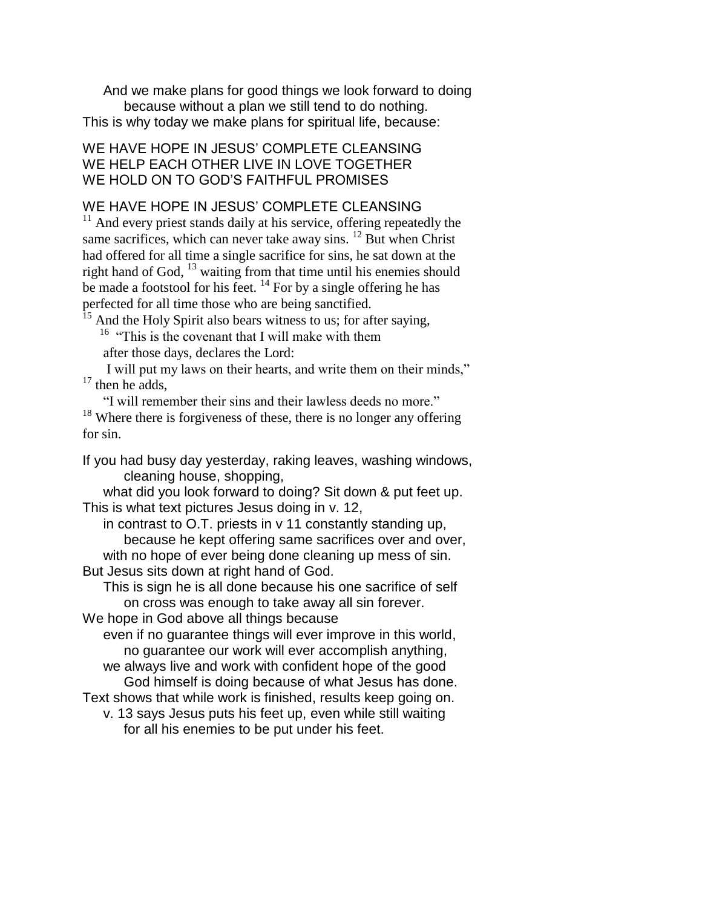And we make plans for good things we look forward to doing
because without a plan we still tend to do nothing.
This is why today we make plans for spiritual life, because:

WE HAVE HOPE IN JESUS' COMPLETE CLEANSING
WE HELP EACH OTHER LIVE IN LOVE TOGETHER
WE HOLD ON TO GOD'S FAITHFUL PROMISES

WE HAVE HOPE IN JESUS' COMPLETE CLEANSING

[11] And every priest stands daily at his service, offering repeatedly the same sacrifices, which can never take away sins. [12] But when Christ had offered for all time a single sacrifice for sins, he sat down at the right hand of God, [13] waiting from that time until his enemies should be made a footstool for his feet. [14] For by a single offering he has perfected for all time those who are being sanctified.

[15] And the Holy Spirit also bears witness to us; for after saying,

[16] "This is the covenant that I will make with them
after those days, declares the Lord:
I will put my laws on their hearts, and write them on their minds,"

[17] then he adds,

"I will remember their sins and their lawless deeds no more."

[18] Where there is forgiveness of these, there is no longer any offering for sin.

If you had busy day yesterday, raking leaves, washing windows,
cleaning house, shopping,
what did you look forward to doing? Sit down & put feet up.
This is what text pictures Jesus doing in v. 12,
in contrast to O.T. priests in v 11 constantly standing up,
because he kept offering same sacrifices over and over,
with no hope of ever being done cleaning up mess of sin.
But Jesus sits down at right hand of God.
This is sign he is all done because his one sacrifice of self
on cross was enough to take away all sin forever.
We hope in God above all things because
even if no guarantee things will ever improve in this world,
no guarantee our work will ever accomplish anything,
we always live and work with confident hope of the good
God himself is doing because of what Jesus has done.
Text shows that while work is finished, results keep going on.
v. 13 says Jesus puts his feet up, even while still waiting
for all his enemies to be put under his feet.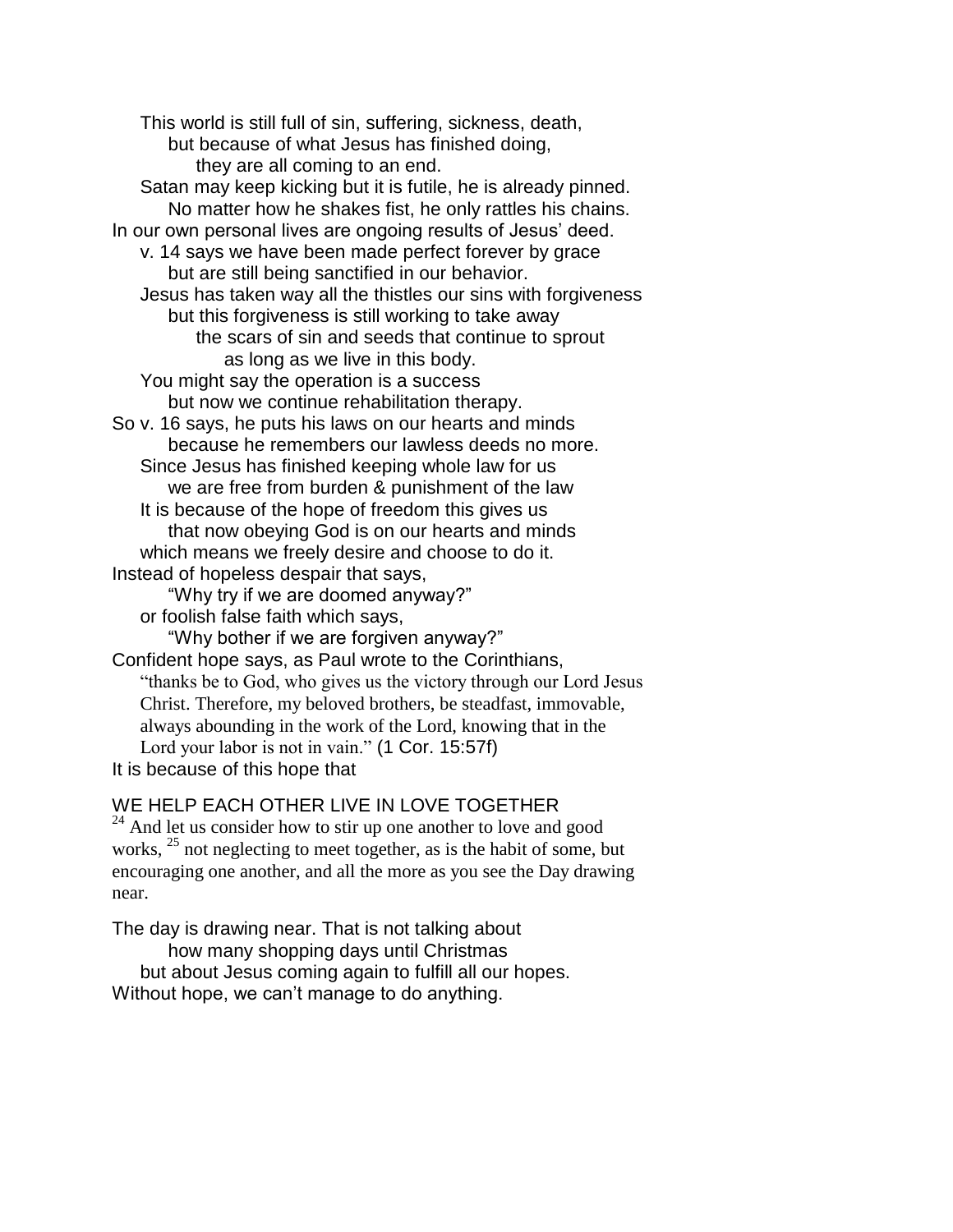This world is still full of sin, suffering, sickness, death,
but because of what Jesus has finished doing,
they are all coming to an end.
Satan may keep kicking but it is futile, he is already pinned.
No matter how he shakes fist, he only rattles his chains.
In our own personal lives are ongoing results of Jesus' deed.
v. 14 says we have been made perfect forever by grace
but are still being sanctified in our behavior.
Jesus has taken way all the thistles our sins with forgiveness
but this forgiveness is still working to take away
the scars of sin and seeds that continue to sprout
as long as we live in this body.
You might say the operation is a success
but now we continue rehabilitation therapy.
So v. 16 says, he puts his laws on our hearts and minds
because he remembers our lawless deeds no more.
Since Jesus has finished keeping whole law for us
we are free from burden & punishment of the law
It is because of the hope of freedom this gives us
that now obeying God is on our hearts and minds
which means we freely desire and choose to do it.
Instead of hopeless despair that says,
"Why try if we are doomed anyway?"
or foolish false faith which says,
"Why bother if we are forgiven anyway?"
Confident hope says, as Paul wrote to the Corinthians,
"thanks be to God, who gives us the victory through our Lord Jesus Christ. Therefore, my beloved brothers, be steadfast, immovable, always abounding in the work of the Lord, knowing that in the Lord your labor is not in vain." (1 Cor. 15:57f)
It is because of this hope that

WE HELP EACH OTHER LIVE IN LOVE TOGETHER

[24] And let us consider how to stir up one another to love and good works, [25] not neglecting to meet together, as is the habit of some, but encouraging one another, and all the more as you see the Day drawing near.

The day is drawing near. That is not talking about
how many shopping days until Christmas
but about Jesus coming again to fulfill all our hopes.
Without hope, we can't manage to do anything.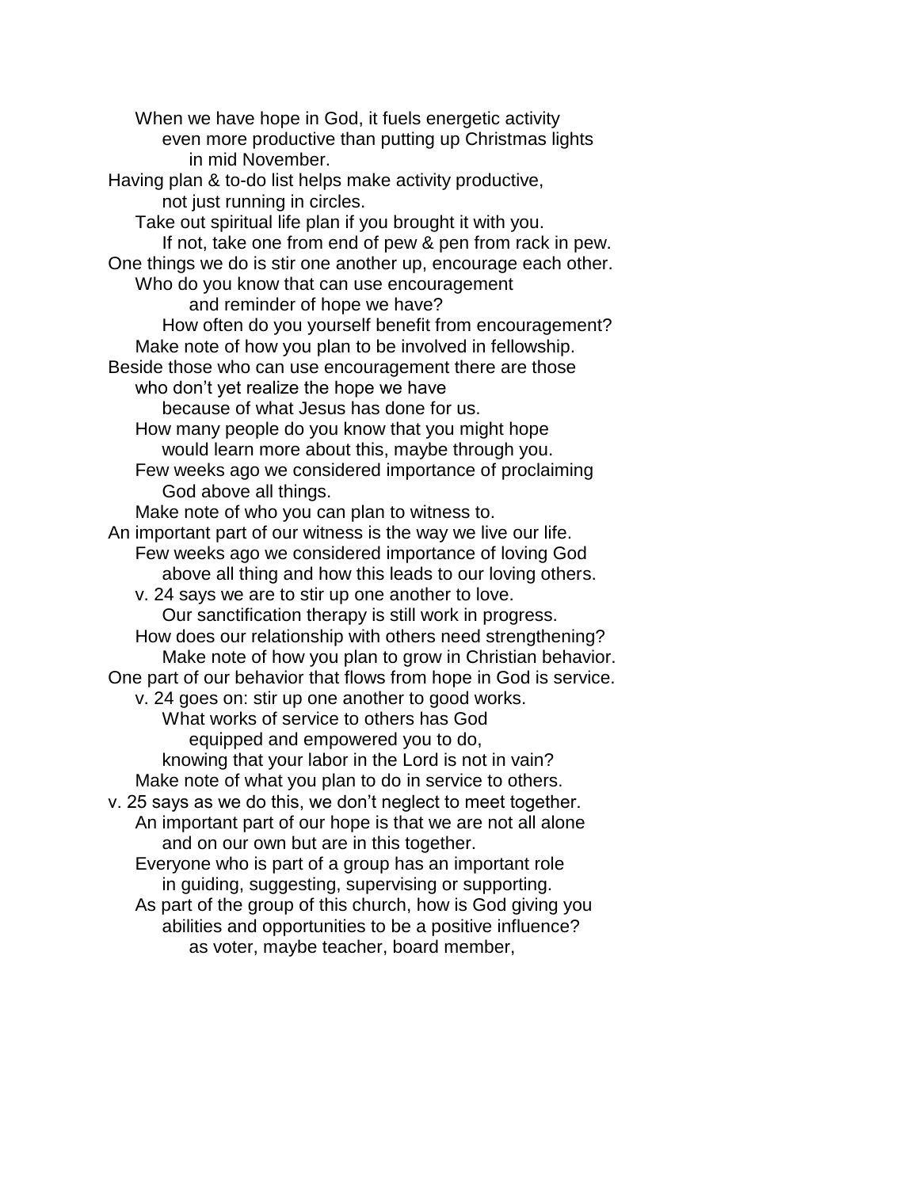When we have hope in God, it fuels energetic activity
even more productive than putting up Christmas lights
in mid November.

Having plan & to-do list helps make activity productive,
not just running in circles.
Take out spiritual life plan if you brought it with you.
If not, take one from end of pew & pen from rack in pew.

One things we do is stir one another up, encourage each other.
Who do you know that can use encouragement
and reminder of hope we have?
How often do you yourself benefit from encouragement?
Make note of how you plan to be involved in fellowship.

Beside those who can use encouragement there are those
who don't yet realize the hope we have
because of what Jesus has done for us.
How many people do you know that you might hope
would learn more about this, maybe through you.
Few weeks ago we considered importance of proclaiming
God above all things.
Make note of who you can plan to witness to.

An important part of our witness is the way we live our life.
Few weeks ago we considered importance of loving God
above all thing and how this leads to our loving others.
v. 24 says we are to stir up one another to love.
Our sanctification therapy is still work in progress.
How does our relationship with others need strengthening?
Make note of how you plan to grow in Christian behavior.

One part of our behavior that flows from hope in God is service.
v. 24 goes on: stir up one another to good works.
What works of service to others has God
equipped and empowered you to do,
knowing that your labor in the Lord is not in vain?
Make note of what you plan to do in service to others.

v. 25 says as we do this, we don't neglect to meet together.
An important part of our hope is that we are not all alone
and on our own but are in this together.
Everyone who is part of a group has an important role
in guiding, suggesting, supervising or supporting.
As part of the group of this church, how is God giving you
abilities and opportunities to be a positive influence?
as voter, maybe teacher, board member,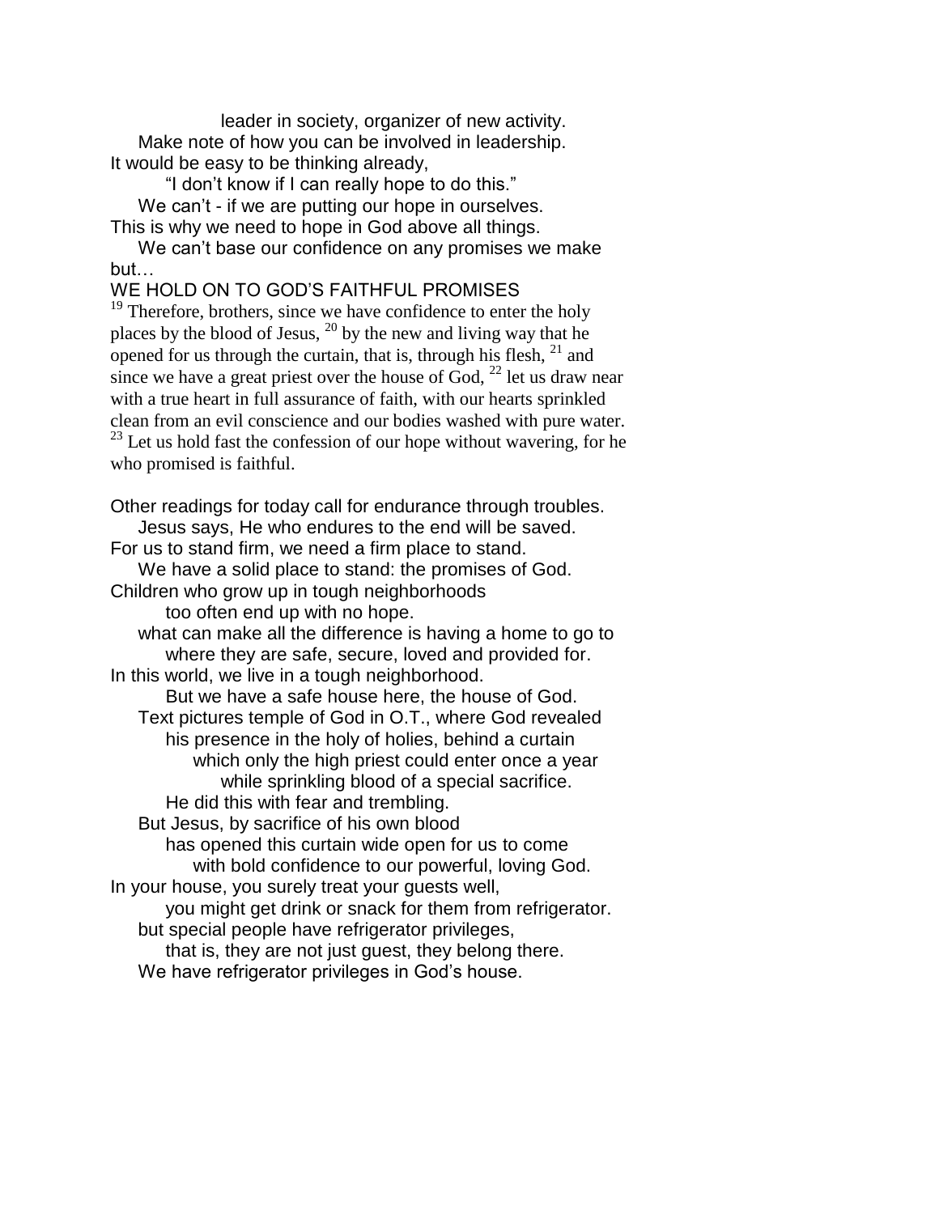leader in society, organizer of new activity.
Make note of how you can be involved in leadership.
It would be easy to be thinking already,
"I don't know if I can really hope to do this."
We can't - if we are putting our hope in ourselves.
This is why we need to hope in God above all things.
We can't base our confidence on any promises we make but…

WE HOLD ON TO GOD'S FAITHFUL PROMISES

[19] Therefore, brothers, since we have confidence to enter the holy places by the blood of Jesus, [20] by the new and living way that he opened for us through the curtain, that is, through his flesh, [21] and since we have a great priest over the house of God, [22] let us draw near with a true heart in full assurance of faith, with our hearts sprinkled clean from an evil conscience and our bodies washed with pure water. [23] Let us hold fast the confession of our hope without wavering, for he who promised is faithful.

Other readings for today call for endurance through troubles.
Jesus says, He who endures to the end will be saved.
For us to stand firm, we need a firm place to stand.
We have a solid place to stand: the promises of God.
Children who grow up in tough neighborhoods
too often end up with no hope.
what can make all the difference is having a home to go to
where they are safe, secure, loved and provided for.
In this world, we live in a tough neighborhood.
But we have a safe house here, the house of God.
Text pictures temple of God in O.T., where God revealed
his presence in the holy of holies, behind a curtain
which only the high priest could enter once a year
while sprinkling blood of a special sacrifice.
He did this with fear and trembling.
But Jesus, by sacrifice of his own blood
has opened this curtain wide open for us to come
with bold confidence to our powerful, loving God.
In your house, you surely treat your guests well,
you might get drink or snack for them from refrigerator.
but special people have refrigerator privileges,
that is, they are not just guest, they belong there.
We have refrigerator privileges in God's house.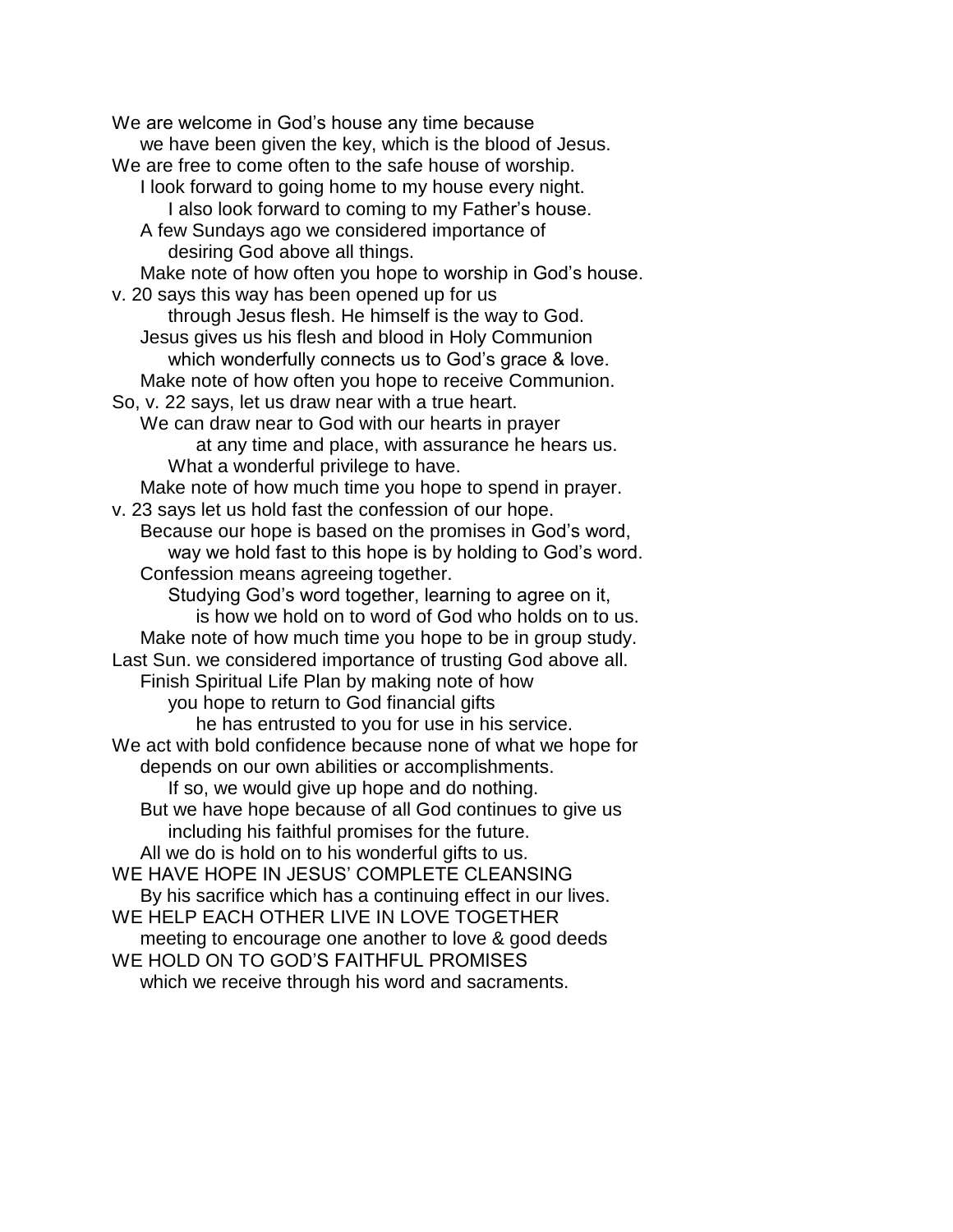We are welcome in God's house any time because
we have been given the key, which is the blood of Jesus.
We are free to come often to the safe house of worship.
I look forward to going home to my house every night.
I also look forward to coming to my Father's house.
A few Sundays ago we considered importance of
desiring God above all things.
Make note of how often you hope to worship in God's house.
v. 20 says this way has been opened up for us
through Jesus flesh. He himself is the way to God.
Jesus gives us his flesh and blood in Holy Communion
which wonderfully connects us to God's grace & love.
Make note of how often you hope to receive Communion.
So, v. 22 says, let us draw near with a true heart.
We can draw near to God with our hearts in prayer
at any time and place, with assurance he hears us.
What a wonderful privilege to have.
Make note of how much time you hope to spend in prayer.
v. 23 says let us hold fast the confession of our hope.
Because our hope is based on the promises in God's word,
way we hold fast to this hope is by holding to God's word.
Confession means agreeing together.
Studying God's word together, learning to agree on it,
is how we hold on to word of God who holds on to us.
Make note of how much time you hope to be in group study.
Last Sun. we considered importance of trusting God above all.
Finish Spiritual Life Plan by making note of how
you hope to return to God financial gifts
he has entrusted to you for use in his service.
We act with bold confidence because none of what we hope for
depends on our own abilities or accomplishments.
If so, we would give up hope and do nothing.
But we have hope because of all God continues to give us
including his faithful promises for the future.
All we do is hold on to his wonderful gifts to us.
WE HAVE HOPE IN JESUS' COMPLETE CLEANSING
By his sacrifice which has a continuing effect in our lives.
WE HELP EACH OTHER LIVE IN LOVE TOGETHER
meeting to encourage one another to love & good deeds
WE HOLD ON TO GOD'S FAITHFUL PROMISES
which we receive through his word and sacraments.